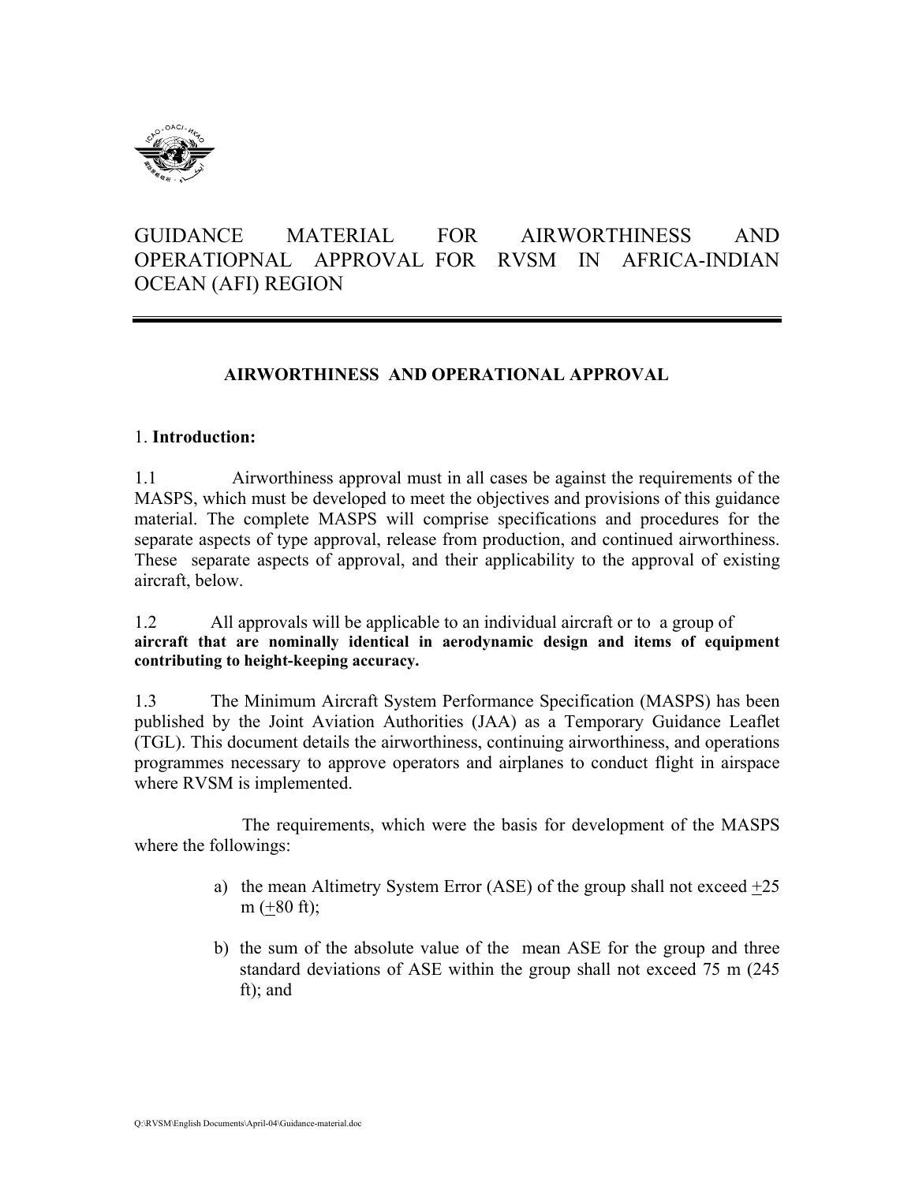# GUIDANCE MATERIAL FOR AIRWORTHINESS AND OPERATIOPNAL APPROVAL FOR RVSM IN AFRICA-INDIAN OCEAN (AFI) REGION

## AIRWORTHINESS AND OPERATIONAL APPROVAL

### 1. Introduction:

1.1 Airworthiness approval must in all cases be against the requirements of the MASPS, which must be developed to meet the objectives and provisions of this guidance material. The complete MASPS will comprise specifications and procedures for the separate aspects of type approval, release from production, and continued airworthiness. These separate aspects of approval, and their applicability to the approval of existing aircraft, below.

1.2 All approvals will be applicable to an individual aircraft or to a group of **aircraft that are nominally identical in aerodynamic design and items of equipment contributing to height-keeping accuracy.**

1.3 The Minimum Aircraft System Performance Specification (MASPS) has been published by the Joint Aviation Authorities (JAA) as a Temporary Guidance Leaflet (TGL). This document details the airworthiness, continuing airworthiness, and operations programmes necessary to approve operators and airplanes to conduct flight in airspace where RVSM is implemented.

The requirements, which were the basis for development of the MASPS where the followings:

a) the mean Altimetry System Error (ASE) of the group shall not exceed $\pm$25 m ($\pm$80 ft);

b) the sum of the absolute value of the mean ASE for the group and three standard deviations of ASE within the group shall not exceed 75 m (245 ft); and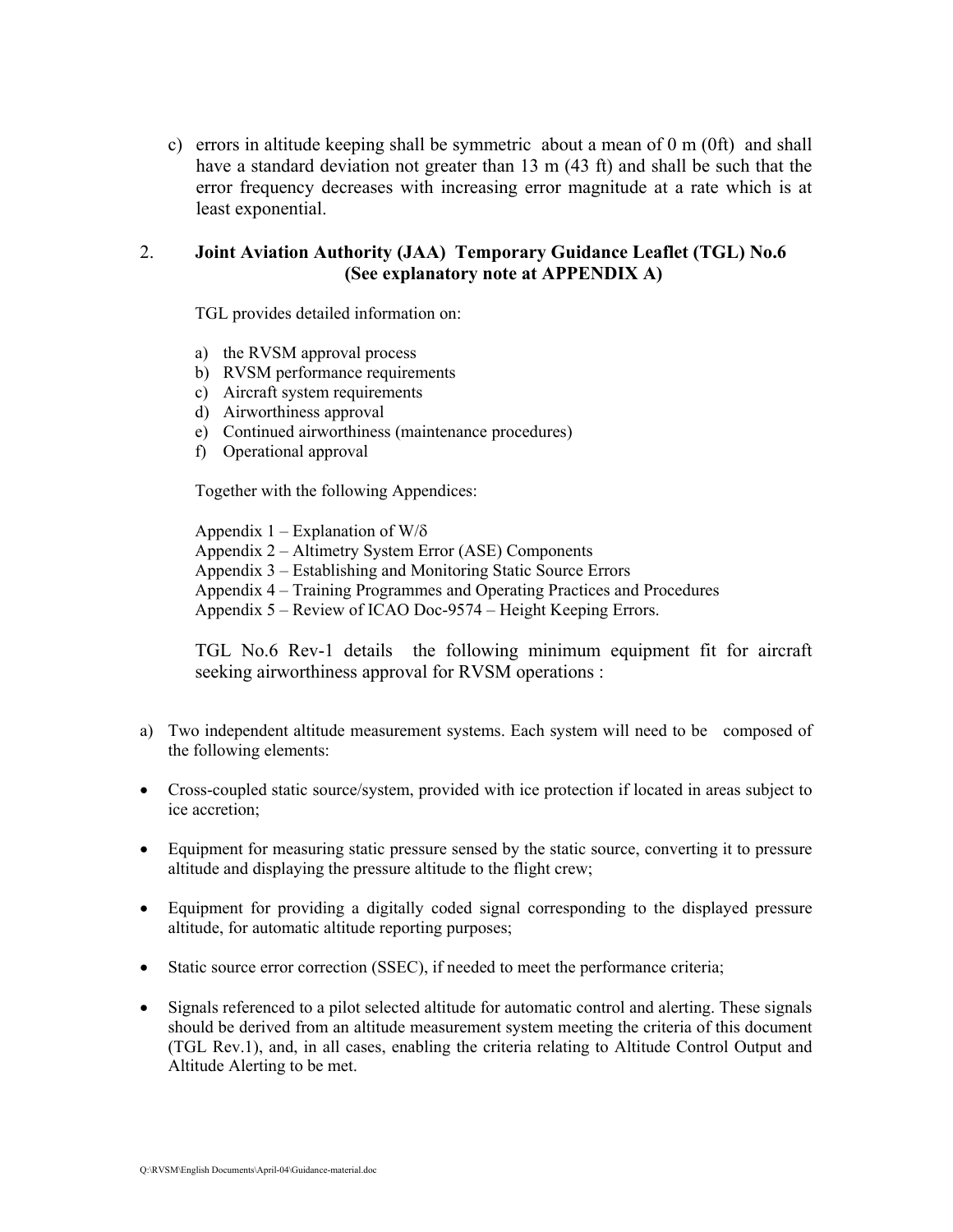c) errors in altitude keeping shall be symmetric about a mean of 0 m (0ft) and shall have a standard deviation not greater than 13 m (43 ft) and shall be such that the error frequency decreases with increasing error magnitude at a rate which is at least exponential.

## 2. Joint Aviation Authority (JAA) Temporary Guidance Leaflet (TGL) No.6 (See explanatory note at APPENDIX A)

TGL provides detailed information on:

a) the RVSM approval process
b) RVSM performance requirements
c) Aircraft system requirements
d) Airworthiness approval
e) Continued airworthiness (maintenance procedures)
f) Operational approval

Together with the following Appendices:

Appendix 1 – Explanation of W/δ
Appendix 2 – Altimetry System Error (ASE) Components
Appendix 3 – Establishing and Monitoring Static Source Errors
Appendix 4 – Training Programmes and Operating Practices and Procedures
Appendix 5 – Review of ICAO Doc-9574 – Height Keeping Errors.

TGL No.6 Rev-1 details the following minimum equipment fit for aircraft seeking airworthiness approval for RVSM operations :

a) Two independent altitude measurement systems. Each system will need to be composed of the following elements:

- Cross-coupled static source/system, provided with ice protection if located in areas subject to ice accretion;
- Equipment for measuring static pressure sensed by the static source, converting it to pressure altitude and displaying the pressure altitude to the flight crew;
- Equipment for providing a digitally coded signal corresponding to the displayed pressure altitude, for automatic altitude reporting purposes;
- Static source error correction (SSEC), if needed to meet the performance criteria;
- Signals referenced to a pilot selected altitude for automatic control and alerting. These signals should be derived from an altitude measurement system meeting the criteria of this document (TGL Rev.1), and, in all cases, enabling the criteria relating to Altitude Control Output and Altitude Alerting to be met.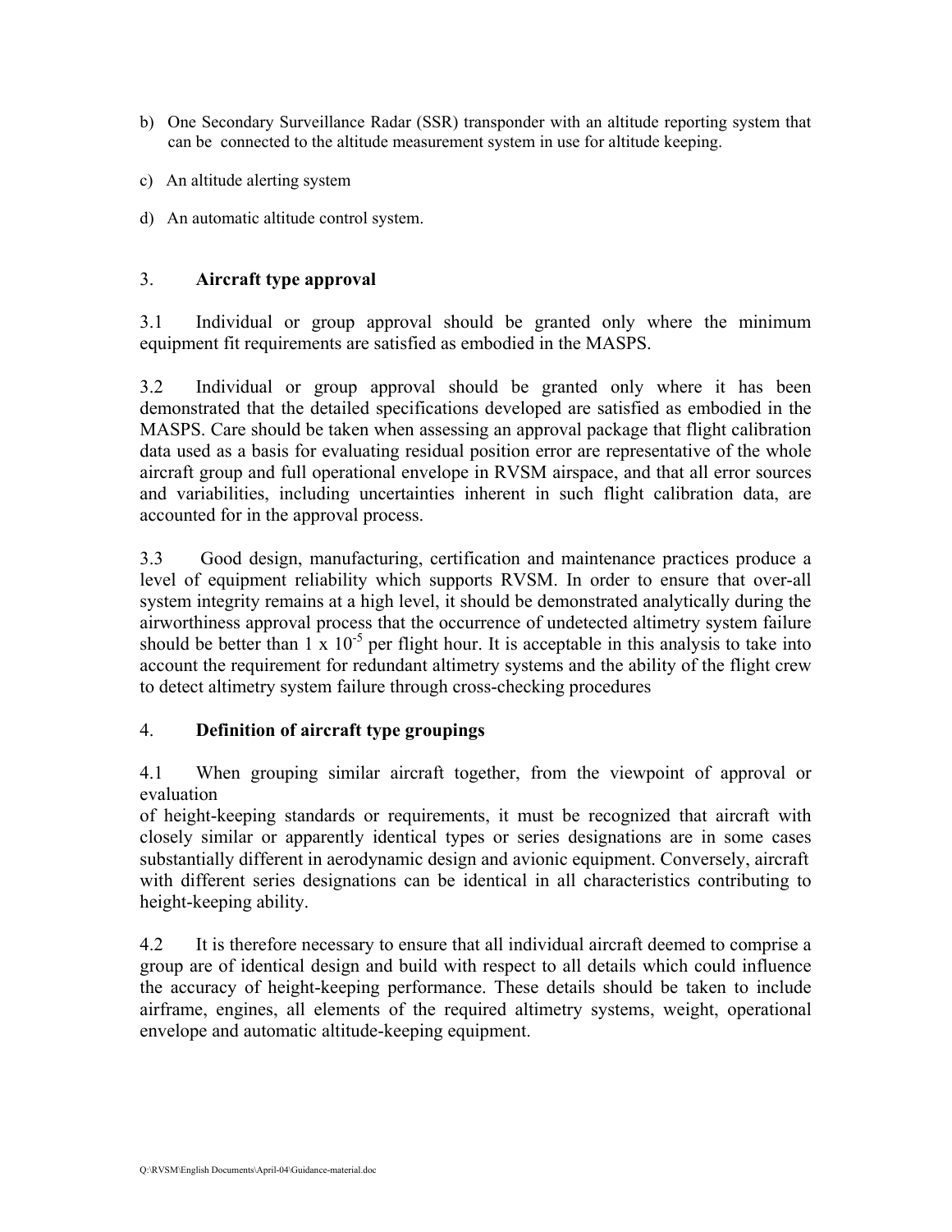b) One Secondary Surveillance Radar (SSR) transponder with an altitude reporting system that can be connected to the altitude measurement system in use for altitude keeping.

c) An altitude alerting system

d) An automatic altitude control system.

## 3. Aircraft type approval

3.1 Individual or group approval should be granted only where the minimum equipment fit requirements are satisfied as embodied in the MASPS.

3.2 Individual or group approval should be granted only where it has been demonstrated that the detailed specifications developed are satisfied as embodied in the MASPS. Care should be taken when assessing an approval package that flight calibration data used as a basis for evaluating residual position error are representative of the whole aircraft group and full operational envelope in RVSM airspace, and that all error sources and variabilities, including uncertainties inherent in such flight calibration data, are accounted for in the approval process.

3.3 Good design, manufacturing, certification and maintenance practices produce a level of equipment reliability which supports RVSM. In order to ensure that over-all system integrity remains at a high level, it should be demonstrated analytically during the airworthiness approval process that the occurrence of undetected altimetry system failure should be better than $1 \times 10^{-5}$ per flight hour. It is acceptable in this analysis to take into account the requirement for redundant altimetry systems and the ability of the flight crew to detect altimetry system failure through cross-checking procedures

## 4. Definition of aircraft type groupings

4.1 When grouping similar aircraft together, from the viewpoint of approval or evaluation
of height-keeping standards or requirements, it must be recognized that aircraft with closely similar or apparently identical types or series designations are in some cases substantially different in aerodynamic design and avionic equipment. Conversely, aircraft with different series designations can be identical in all characteristics contributing to height-keeping ability.

4.2 It is therefore necessary to ensure that all individual aircraft deemed to comprise a group are of identical design and build with respect to all details which could influence the accuracy of height-keeping performance. These details should be taken to include airframe, engines, all elements of the required altimetry systems, weight, operational envelope and automatic altitude-keeping equipment.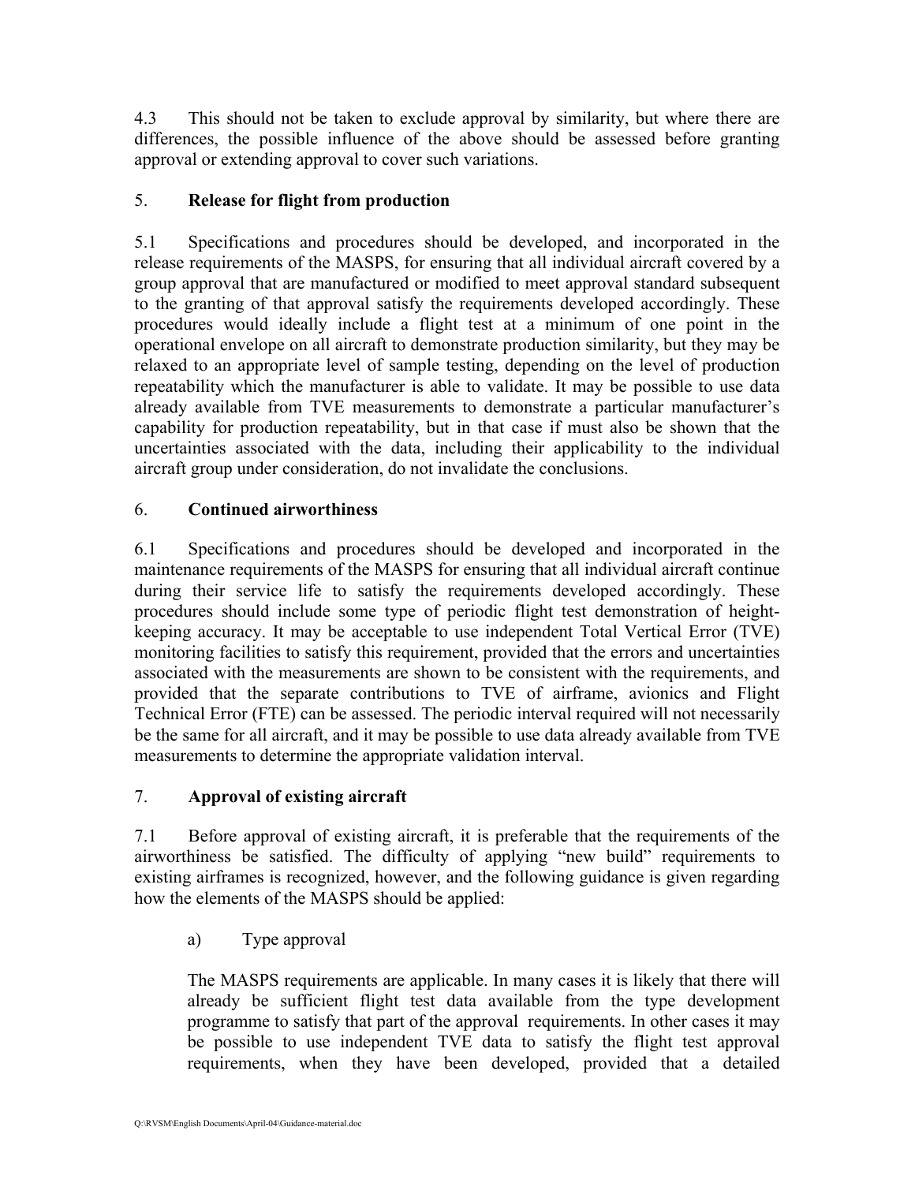4.3 This should not be taken to exclude approval by similarity, but where there are differences, the possible influence of the above should be assessed before granting approval or extending approval to cover such variations.

## 5. **Release for flight from production**

5.1 Specifications and procedures should be developed, and incorporated in the release requirements of the MASPS, for ensuring that all individual aircraft covered by a group approval that are manufactured or modified to meet approval standard subsequent to the granting of that approval satisfy the requirements developed accordingly. These procedures would ideally include a flight test at a minimum of one point in the operational envelope on all aircraft to demonstrate production similarity, but they may be relaxed to an appropriate level of sample testing, depending on the level of production repeatability which the manufacturer is able to validate. It may be possible to use data already available from TVE measurements to demonstrate a particular manufacturer's capability for production repeatability, but in that case if must also be shown that the uncertainties associated with the data, including their applicability to the individual aircraft group under consideration, do not invalidate the conclusions.

## 6. **Continued airworthiness**

6.1 Specifications and procedures should be developed and incorporated in the maintenance requirements of the MASPS for ensuring that all individual aircraft continue during their service life to satisfy the requirements developed accordingly. These procedures should include some type of periodic flight test demonstration of height-keeping accuracy. It may be acceptable to use independent Total Vertical Error (TVE) monitoring facilities to satisfy this requirement, provided that the errors and uncertainties associated with the measurements are shown to be consistent with the requirements, and provided that the separate contributions to TVE of airframe, avionics and Flight Technical Error (FTE) can be assessed. The periodic interval required will not necessarily be the same for all aircraft, and it may be possible to use data already available from TVE measurements to determine the appropriate validation interval.

## 7. **Approval of existing aircraft**

7.1 Before approval of existing aircraft, it is preferable that the requirements of the airworthiness be satisfied. The difficulty of applying "new build" requirements to existing airframes is recognized, however, and the following guidance is given regarding how the elements of the MASPS should be applied:

a) Type approval

The MASPS requirements are applicable. In many cases it is likely that there will already be sufficient flight test data available from the type development programme to satisfy that part of the approval requirements. In other cases it may be possible to use independent TVE data to satisfy the flight test approval requirements, when they have been developed, provided that a detailed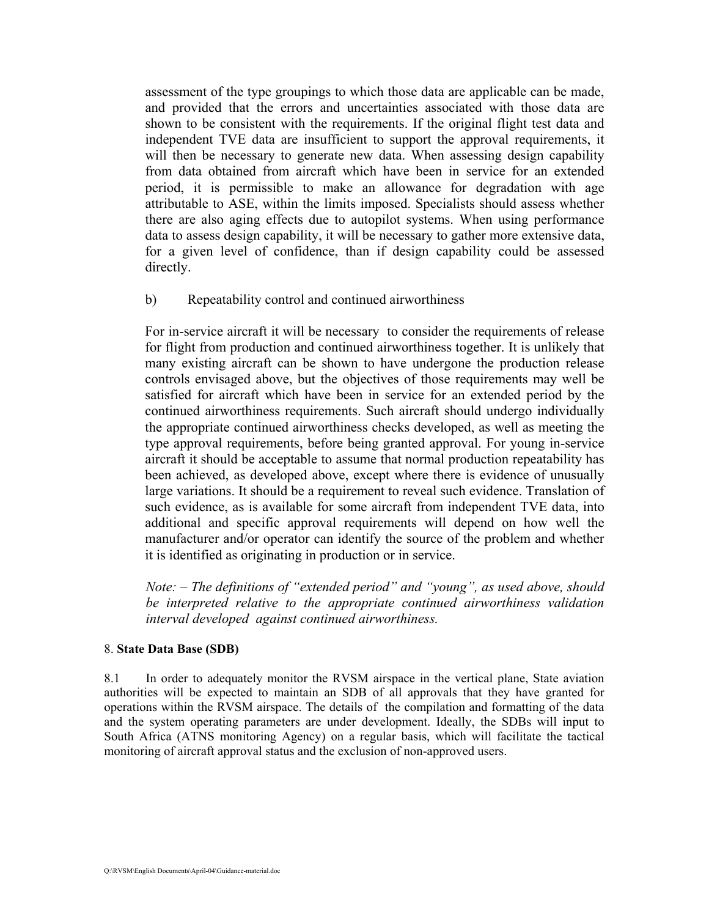assessment of the type groupings to which those data are applicable can be made, and provided that the errors and uncertainties associated with those data are shown to be consistent with the requirements. If the original flight test data and independent TVE data are insufficient to support the approval requirements, it will then be necessary to generate new data. When assessing design capability from data obtained from aircraft which have been in service for an extended period, it is permissible to make an allowance for degradation with age attributable to ASE, within the limits imposed. Specialists should assess whether there are also aging effects due to autopilot systems. When using performance data to assess design capability, it will be necessary to gather more extensive data, for a given level of confidence, than if design capability could be assessed directly.

b) Repeatability control and continued airworthiness

For in-service aircraft it will be necessary to consider the requirements of release for flight from production and continued airworthiness together. It is unlikely that many existing aircraft can be shown to have undergone the production release controls envisaged above, but the objectives of those requirements may well be satisfied for aircraft which have been in service for an extended period by the continued airworthiness requirements. Such aircraft should undergo individually the appropriate continued airworthiness checks developed, as well as meeting the type approval requirements, before being granted approval. For young in-service aircraft it should be acceptable to assume that normal production repeatability has been achieved, as developed above, except where there is evidence of unusually large variations. It should be a requirement to reveal such evidence. Translation of such evidence, as is available for some aircraft from independent TVE data, into additional and specific approval requirements will depend on how well the manufacturer and/or operator can identify the source of the problem and whether it is identified as originating in production or in service.

*Note: – The definitions of "extended period" and "young", as used above, should be interpreted relative to the appropriate continued airworthiness validation interval developed against continued airworthiness.*

8. **State Data Base (SDB)**

8.1 In order to adequately monitor the RVSM airspace in the vertical plane, State aviation authorities will be expected to maintain an SDB of all approvals that they have granted for operations within the RVSM airspace. The details of the compilation and formatting of the data and the system operating parameters are under development. Ideally, the SDBs will input to South Africa (ATNS monitoring Agency) on a regular basis, which will facilitate the tactical monitoring of aircraft approval status and the exclusion of non-approved users.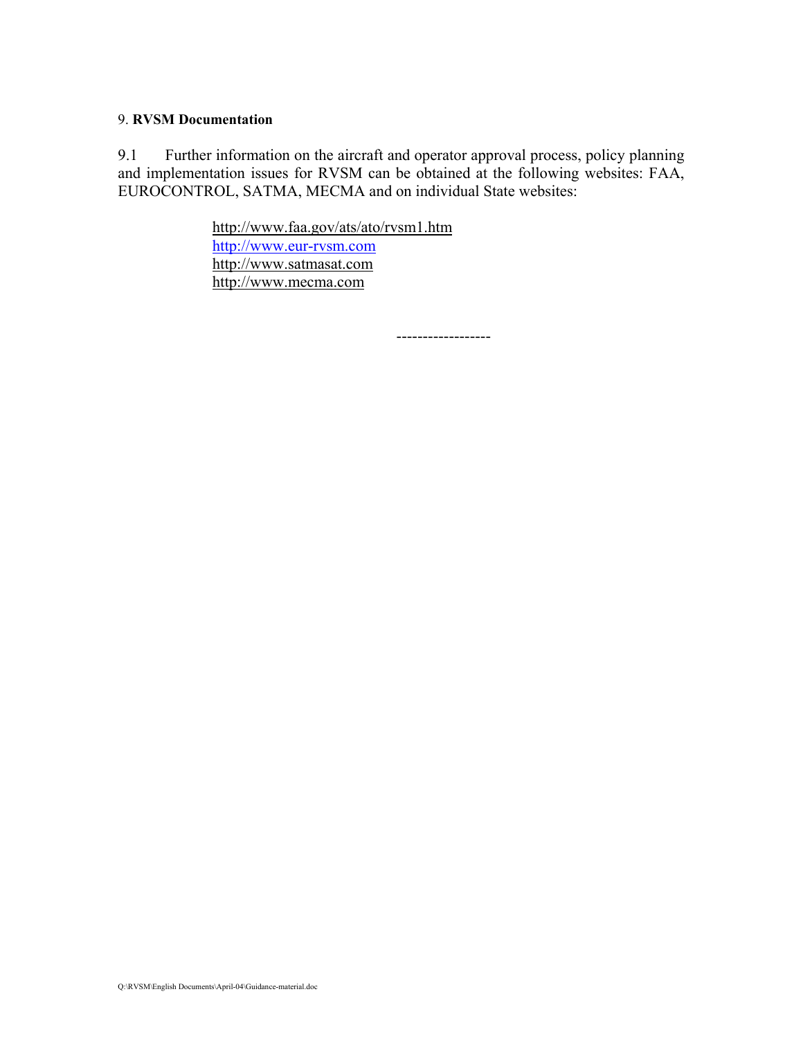9. **RVSM Documentation**

9.1 Further information on the aircraft and operator approval process, policy planning and implementation issues for RVSM can be obtained at the following websites: FAA, EUROCONTROL, SATMA, MECMA and on individual State websites:

http://www.faa.gov/ats/ato/rvsm1.htm
http://www.eur-rvsm.com
http://www.satmasat.com
http://www.mecma.com

------------------